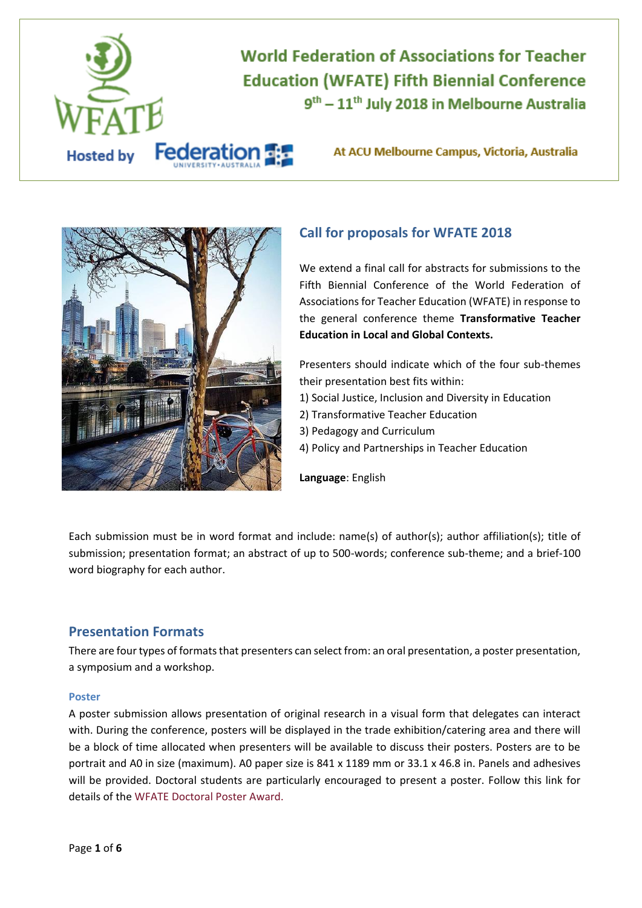# World Federation of Associations for Teacher Education (WFATE) Fifth Biennial Conference

**9th – 11th July 2018 in Melbourne Australia**

Hosted by Federation University Australia

At ACU Melbourne Campus, Victoria, Australia

## Call for proposals for WFATE 2018

We extend a final call for abstracts for submissions to the Fifth Biennial Conference of the World Federation of Associations for Teacher Education (WFATE) in response to the general conference theme **Transformative Teacher Education in Local and Global Contexts.**

Presenters should indicate which of the four sub-themes their presentation best fits within:

1) Social Justice, Inclusion and Diversity in Education
2) Transformative Teacher Education
3) Pedagogy and Curriculum
4) Policy and Partnerships in Teacher Education

**Language**: English

Each submission must be in word format and include: name(s) of author(s); author affiliation(s); title of submission; presentation format; an abstract of up to 500-words; conference sub-theme; and a brief-100 word biography for each author.

## Presentation Formats

There are four types of formats that presenters can select from: an oral presentation, a poster presentation, a symposium and a workshop.

### Poster

A poster submission allows presentation of original research in a visual form that delegates can interact with. During the conference, posters will be displayed in the trade exhibition/catering area and there will be a block of time allocated when presenters will be available to discuss their posters. Posters are to be portrait and A0 in size (maximum). A0 paper size is 841 x 1189 mm or 33.1 x 46.8 in. Panels and adhesives will be provided. Doctoral students are particularly encouraged to present a poster. Follow this link for details of the WFATE Doctoral Poster Award.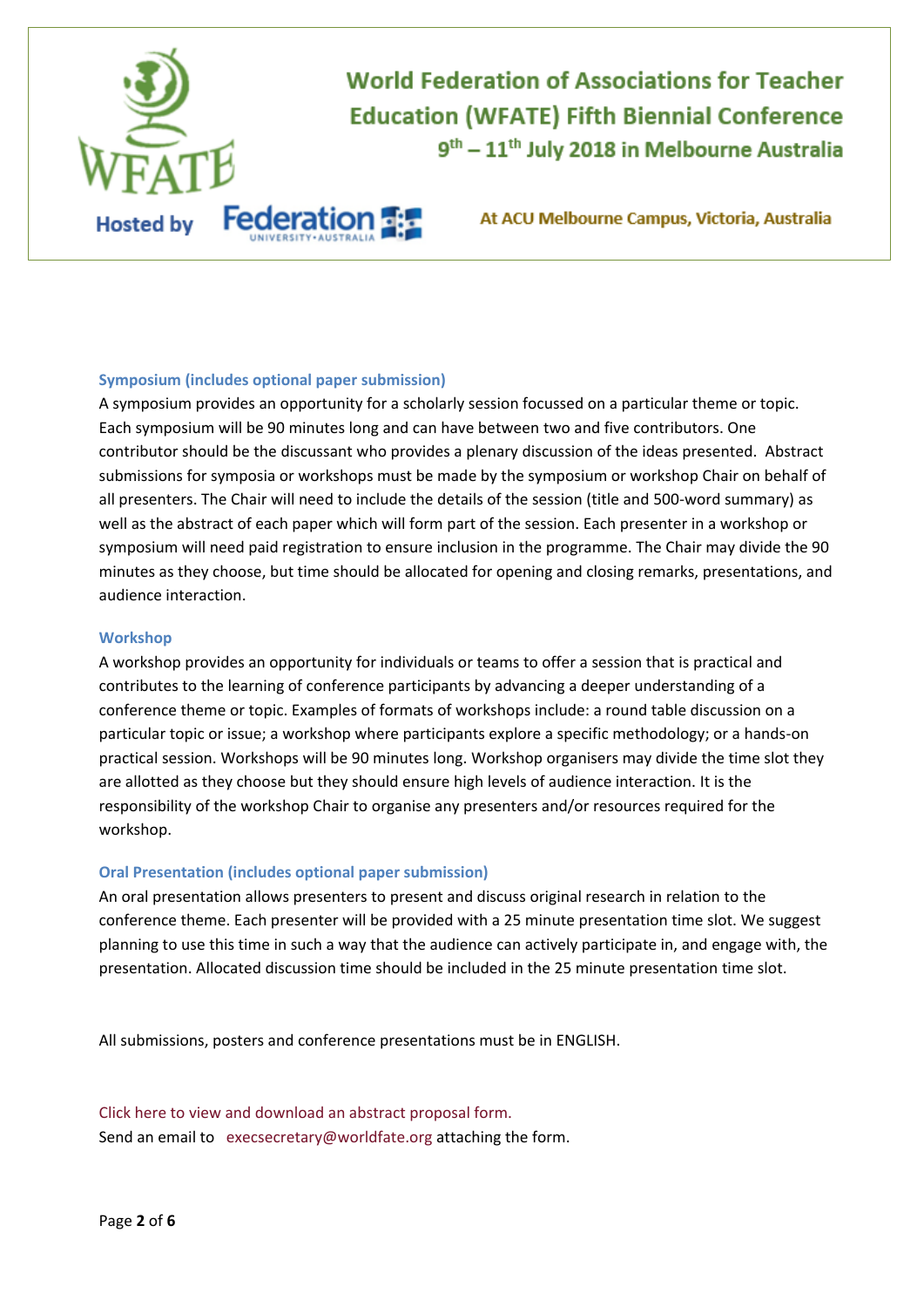### Symposium (includes optional paper submission)

A symposium provides an opportunity for a scholarly session focussed on a particular theme or topic. Each symposium will be 90 minutes long and can have between two and five contributors. One contributor should be the discussant who provides a plenary discussion of the ideas presented. Abstract submissions for symposia or workshops must be made by the symposium or workshop Chair on behalf of all presenters. The Chair will need to include the details of the session (title and 500-word summary) as well as the abstract of each paper which will form part of the session. Each presenter in a workshop or symposium will need paid registration to ensure inclusion in the programme. The Chair may divide the 90 minutes as they choose, but time should be allocated for opening and closing remarks, presentations, and audience interaction.

### Workshop

A workshop provides an opportunity for individuals or teams to offer a session that is practical and contributes to the learning of conference participants by advancing a deeper understanding of a conference theme or topic. Examples of formats of workshops include: a round table discussion on a particular topic or issue; a workshop where participants explore a specific methodology; or a hands-on practical session. Workshops will be 90 minutes long. Workshop organisers may divide the time slot they are allotted as they choose but they should ensure high levels of audience interaction. It is the responsibility of the workshop Chair to organise any presenters and/or resources required for the workshop.

### Oral Presentation (includes optional paper submission)

An oral presentation allows presenters to present and discuss original research in relation to the conference theme. Each presenter will be provided with a 25 minute presentation time slot. We suggest planning to use this time in such a way that the audience can actively participate in, and engage with, the presentation. Allocated discussion time should be included in the 25 minute presentation time slot.

All submissions, posters and conference presentations must be in ENGLISH.

Click here to view and download an abstract proposal form.

Send an email to execsecretary@worldfate.org attaching the form.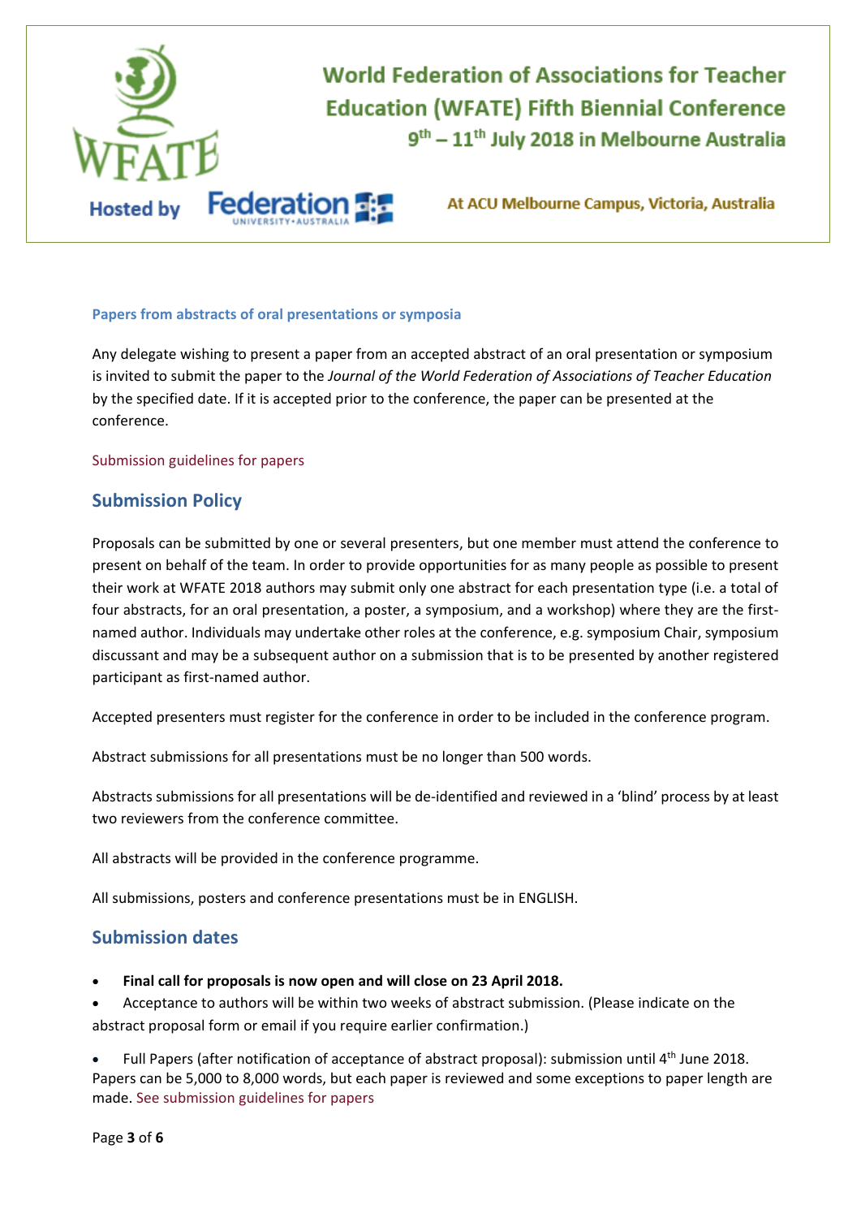**Papers from abstracts of oral presentations or symposia**

Any delegate wishing to present a paper from an accepted abstract of an oral presentation or symposium is invited to submit the paper to the *Journal of the World Federation of Associations of Teacher Education* by the specified date. If it is accepted prior to the conference, the paper can be presented at the conference.

Submission guidelines for papers

## Submission Policy

Proposals can be submitted by one or several presenters, but one member must attend the conference to present on behalf of the team. In order to provide opportunities for as many people as possible to present their work at WFATE 2018 authors may submit only one abstract for each presentation type (i.e. a total of four abstracts, for an oral presentation, a poster, a symposium, and a workshop) where they are the first-named author. Individuals may undertake other roles at the conference, e.g. symposium Chair, symposium discussant and may be a subsequent author on a submission that is to be presented by another registered participant as first-named author.

Accepted presenters must register for the conference in order to be included in the conference program.

Abstract submissions for all presentations must be no longer than 500 words.

Abstracts submissions for all presentations will be de-identified and reviewed in a 'blind' process by at least two reviewers from the conference committee.

All abstracts will be provided in the conference programme.

All submissions, posters and conference presentations must be in ENGLISH.

## Submission dates

- **Final call for proposals is now open and will close on 23 April 2018.**
- Acceptance to authors will be within two weeks of abstract submission. (Please indicate on the abstract proposal form or email if you require earlier confirmation.)
- Full Papers (after notification of acceptance of abstract proposal): submission until 4th June 2018. Papers can be 5,000 to 8,000 words, but each paper is reviewed and some exceptions to paper length are made. See submission guidelines for papers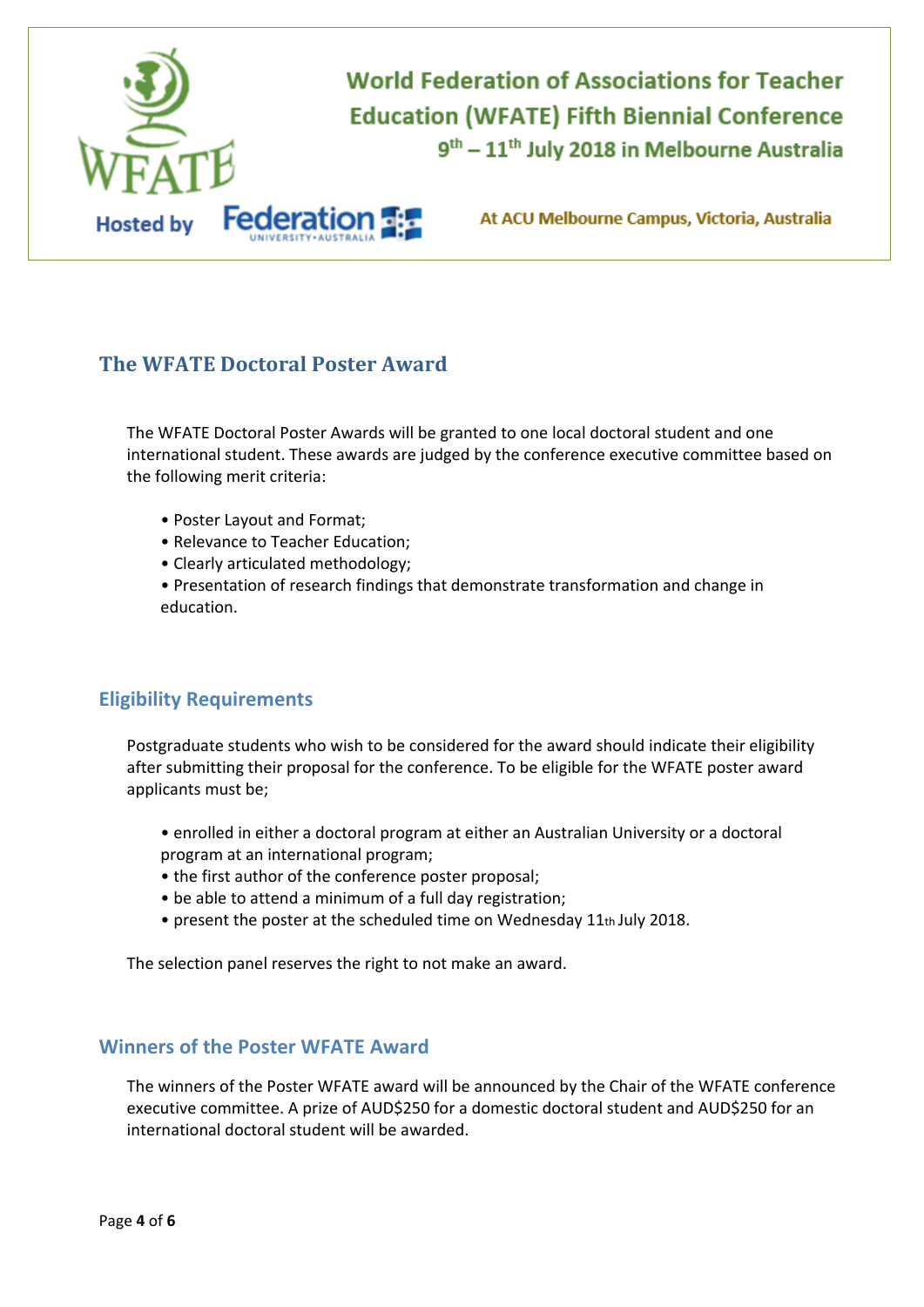## The WFATE Doctoral Poster Award

The WFATE Doctoral Poster Awards will be granted to one local doctoral student and one international student. These awards are judged by the conference executive committee based on the following merit criteria:

- Poster Layout and Format;
- Relevance to Teacher Education;
- Clearly articulated methodology;
- Presentation of research findings that demonstrate transformation and change in education.

## Eligibility Requirements

Postgraduate students who wish to be considered for the award should indicate their eligibility after submitting their proposal for the conference. To be eligible for the WFATE poster award applicants must be;

- enrolled in either a doctoral program at either an Australian University or a doctoral program at an international program;
- the first author of the conference poster proposal;
- be able to attend a minimum of a full day registration;
- present the poster at the scheduled time on Wednesday 11th July 2018.

The selection panel reserves the right to not make an award.

## Winners of the Poster WFATE Award

The winners of the Poster WFATE award will be announced by the Chair of the WFATE conference executive committee. A prize of AUD$250 for a domestic doctoral student and AUD$250 for an international doctoral student will be awarded.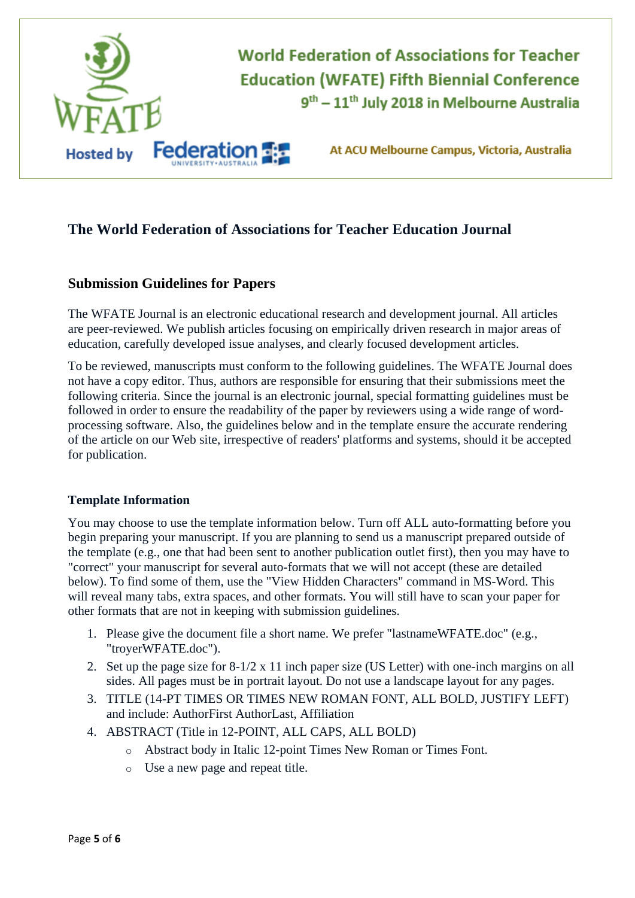## The World Federation of Associations for Teacher Education Journal

### Submission Guidelines for Papers

The WFATE Journal is an electronic educational research and development journal. All articles are peer-reviewed. We publish articles focusing on empirically driven research in major areas of education, carefully developed issue analyses, and clearly focused development articles.

To be reviewed, manuscripts must conform to the following guidelines. The WFATE Journal does not have a copy editor. Thus, authors are responsible for ensuring that their submissions meet the following criteria. Since the journal is an electronic journal, special formatting guidelines must be followed in order to ensure the readability of the paper by reviewers using a wide range of word-processing software. Also, the guidelines below and in the template ensure the accurate rendering of the article on our Web site, irrespective of readers' platforms and systems, should it be accepted for publication.

#### Template Information

You may choose to use the template information below. Turn off ALL auto-formatting before you begin preparing your manuscript. If you are planning to send us a manuscript prepared outside of the template (e.g., one that had been sent to another publication outlet first), then you may have to "correct" your manuscript for several auto-formats that we will not accept (these are detailed below). To find some of them, use the "View Hidden Characters" command in MS-Word. This will reveal many tabs, extra spaces, and other formats. You will still have to scan your paper for other formats that are not in keeping with submission guidelines.

1. Please give the document file a short name. We prefer "lastnameWFATE.doc" (e.g., "troyerWFATE.doc").
2. Set up the page size for 8-1/2 x 11 inch paper size (US Letter) with one-inch margins on all sides. All pages must be in portrait layout. Do not use a landscape layout for any pages.
3. TITLE (14-PT TIMES OR TIMES NEW ROMAN FONT, ALL BOLD, JUSTIFY LEFT) and include: AuthorFirst AuthorLast, Affiliation
4. ABSTRACT (Title in 12-POINT, ALL CAPS, ALL BOLD)
   - Abstract body in Italic 12-point Times New Roman or Times Font.
   - Use a new page and repeat title.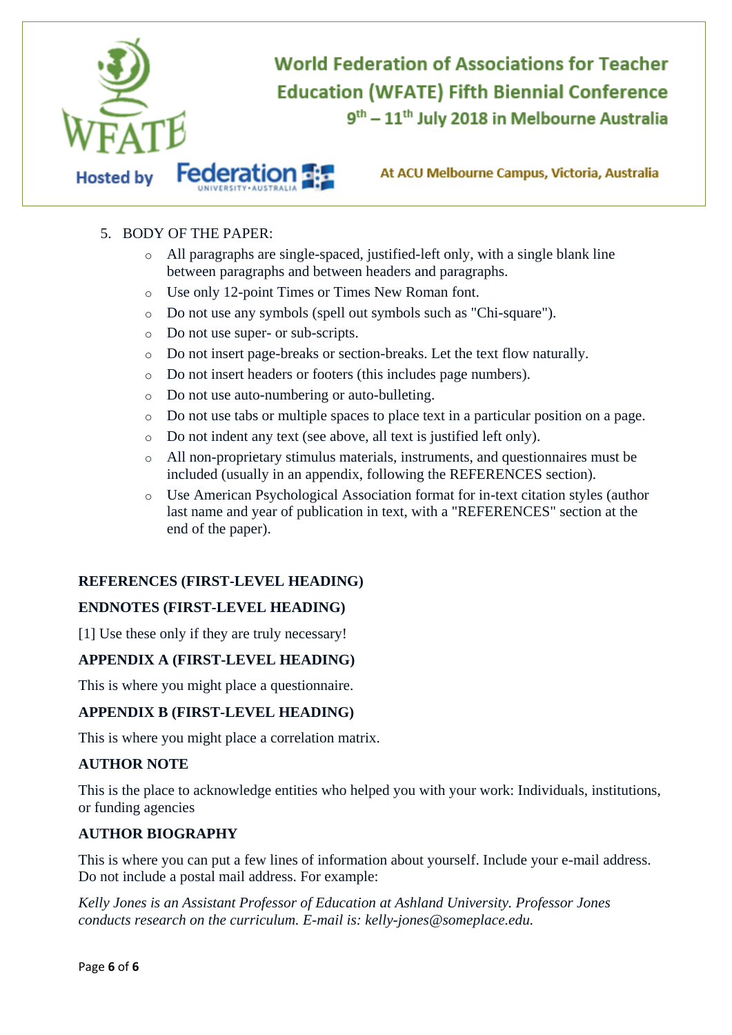5. BODY OF THE PAPER:
    - All paragraphs are single-spaced, justified-left only, with a single blank line between paragraphs and between headers and paragraphs.
    - Use only 12-point Times or Times New Roman font.
    - Do not use any symbols (spell out symbols such as "Chi-square").
    - Do not use super- or sub-scripts.
    - Do not insert page-breaks or section-breaks. Let the text flow naturally.
    - Do not insert headers or footers (this includes page numbers).
    - Do not use auto-numbering or auto-bulleting.
    - Do not use tabs or multiple spaces to place text in a particular position on a page.
    - Do not indent any text (see above, all text is justified left only).
    - All non-proprietary stimulus materials, instruments, and questionnaires must be included (usually in an appendix, following the REFERENCES section).
    - Use American Psychological Association format for in-text citation styles (author last name and year of publication in text, with a "REFERENCES" section at the end of the paper).

**REFERENCES (FIRST-LEVEL HEADING)**

**ENDNOTES (FIRST-LEVEL HEADING)**

[1] Use these only if they are truly necessary!

**APPENDIX A (FIRST-LEVEL HEADING)**

This is where you might place a questionnaire.

**APPENDIX B (FIRST-LEVEL HEADING)**

This is where you might place a correlation matrix.

**AUTHOR NOTE**

This is the place to acknowledge entities who helped you with your work: Individuals, institutions, or funding agencies

**AUTHOR BIOGRAPHY**

This is where you can put a few lines of information about yourself. Include your e-mail address. Do not include a postal mail address. For example:

*Kelly Jones is an Assistant Professor of Education at Ashland University. Professor Jones conducts research on the curriculum. E-mail is: kelly-jones@someplace.edu.*